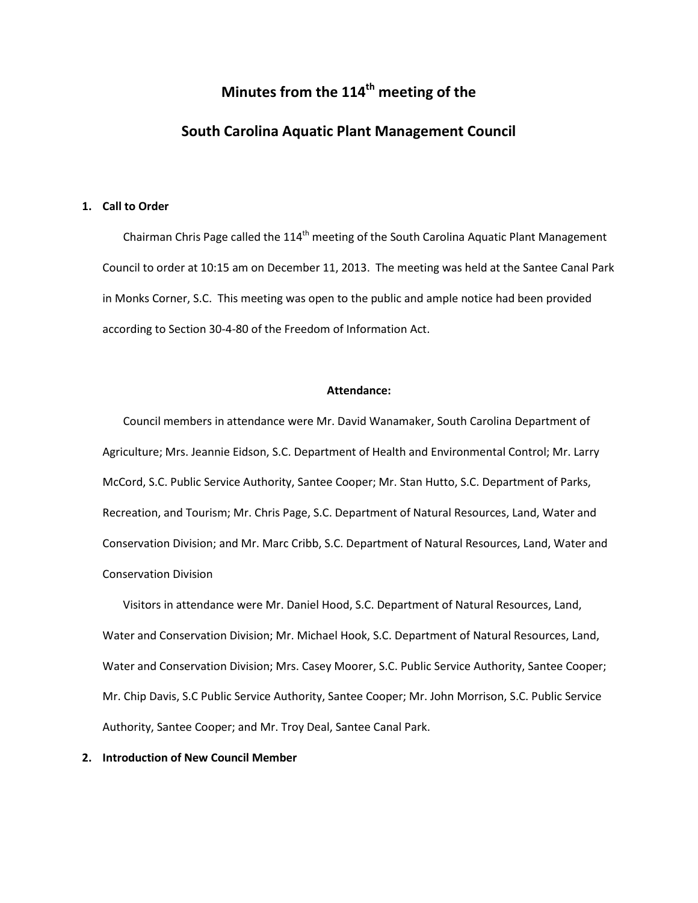# Minutes from the 114th meeting of the

# South Carolina Aquatic Plant Management Council

**1. Call to Order**

Chairman Chris Page called the 114th meeting of the South Carolina Aquatic Plant Management Council to order at 10:15 am on December 11, 2013. The meeting was held at the Santee Canal Park in Monks Corner, S.C. This meeting was open to the public and ample notice had been provided according to Section 30-4-80 of the Freedom of Information Act.

**Attendance:**

Council members in attendance were Mr. David Wanamaker, South Carolina Department of Agriculture; Mrs. Jeannie Eidson, S.C. Department of Health and Environmental Control; Mr. Larry McCord, S.C. Public Service Authority, Santee Cooper; Mr. Stan Hutto, S.C. Department of Parks, Recreation, and Tourism; Mr. Chris Page, S.C. Department of Natural Resources, Land, Water and Conservation Division; and Mr. Marc Cribb, S.C. Department of Natural Resources, Land, Water and Conservation Division

Visitors in attendance were Mr. Daniel Hood, S.C. Department of Natural Resources, Land, Water and Conservation Division; Mr. Michael Hook, S.C. Department of Natural Resources, Land, Water and Conservation Division; Mrs. Casey Moorer, S.C. Public Service Authority, Santee Cooper; Mr. Chip Davis, S.C Public Service Authority, Santee Cooper; Mr. John Morrison, S.C. Public Service Authority, Santee Cooper; and Mr. Troy Deal, Santee Canal Park.

**2. Introduction of New Council Member**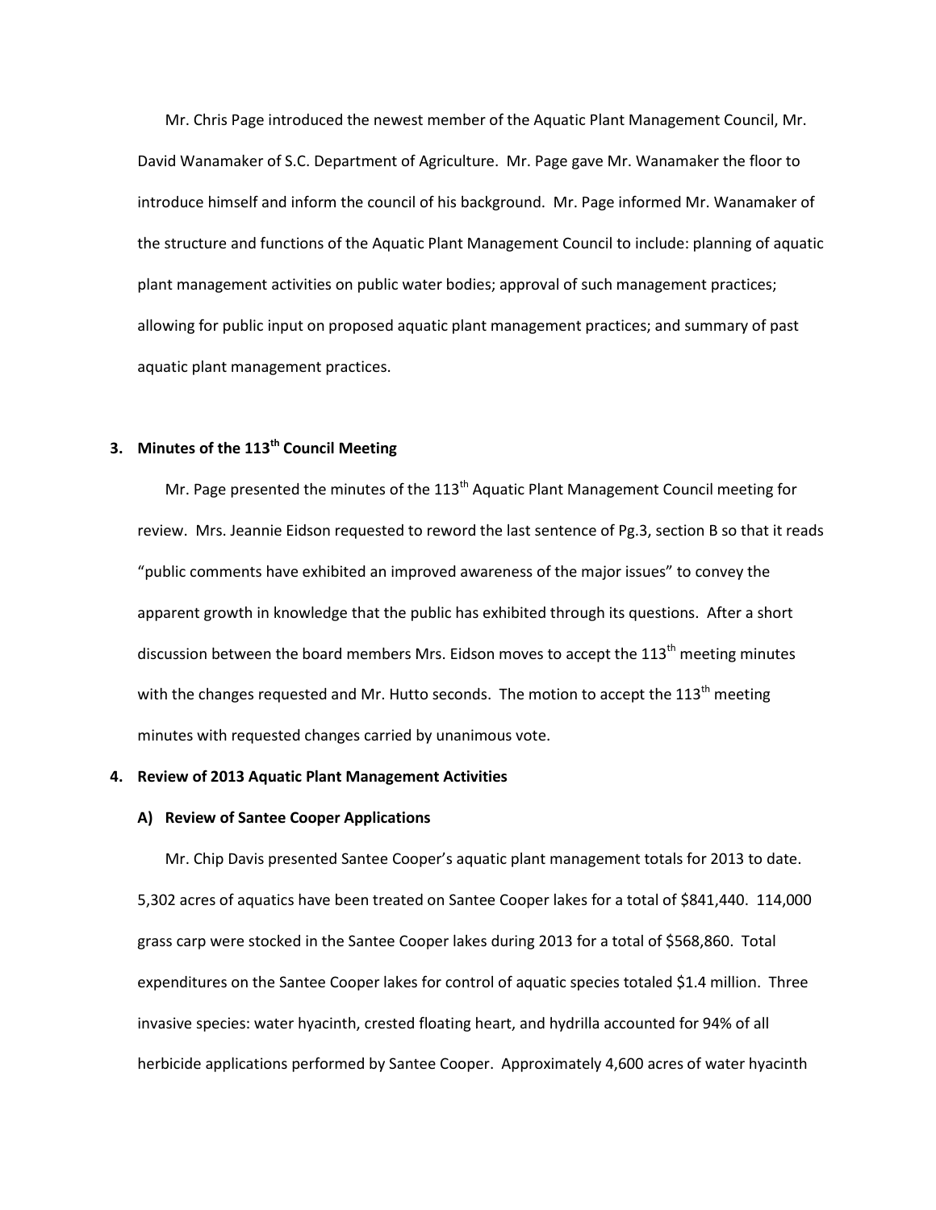Mr. Chris Page introduced the newest member of the Aquatic Plant Management Council, Mr. David Wanamaker of S.C. Department of Agriculture. Mr. Page gave Mr. Wanamaker the floor to introduce himself and inform the council of his background. Mr. Page informed Mr. Wanamaker of the structure and functions of the Aquatic Plant Management Council to include: planning of aquatic plant management activities on public water bodies; approval of such management practices; allowing for public input on proposed aquatic plant management practices; and summary of past aquatic plant management practices.

### 3. Minutes of the 113th Council Meeting

Mr. Page presented the minutes of the 113th Aquatic Plant Management Council meeting for review. Mrs. Jeannie Eidson requested to reword the last sentence of Pg.3, section B so that it reads "public comments have exhibited an improved awareness of the major issues" to convey the apparent growth in knowledge that the public has exhibited through its questions. After a short discussion between the board members Mrs. Eidson moves to accept the 113th meeting minutes with the changes requested and Mr. Hutto seconds. The motion to accept the 113th meeting minutes with requested changes carried by unanimous vote.

### 4. Review of 2013 Aquatic Plant Management Activities

#### A) Review of Santee Cooper Applications

Mr. Chip Davis presented Santee Cooper's aquatic plant management totals for 2013 to date. 5,302 acres of aquatics have been treated on Santee Cooper lakes for a total of $841,440. 114,000 grass carp were stocked in the Santee Cooper lakes during 2013 for a total of $568,860. Total expenditures on the Santee Cooper lakes for control of aquatic species totaled $1.4 million. Three invasive species: water hyacinth, crested floating heart, and hydrilla accounted for 94% of all herbicide applications performed by Santee Cooper. Approximately 4,600 acres of water hyacinth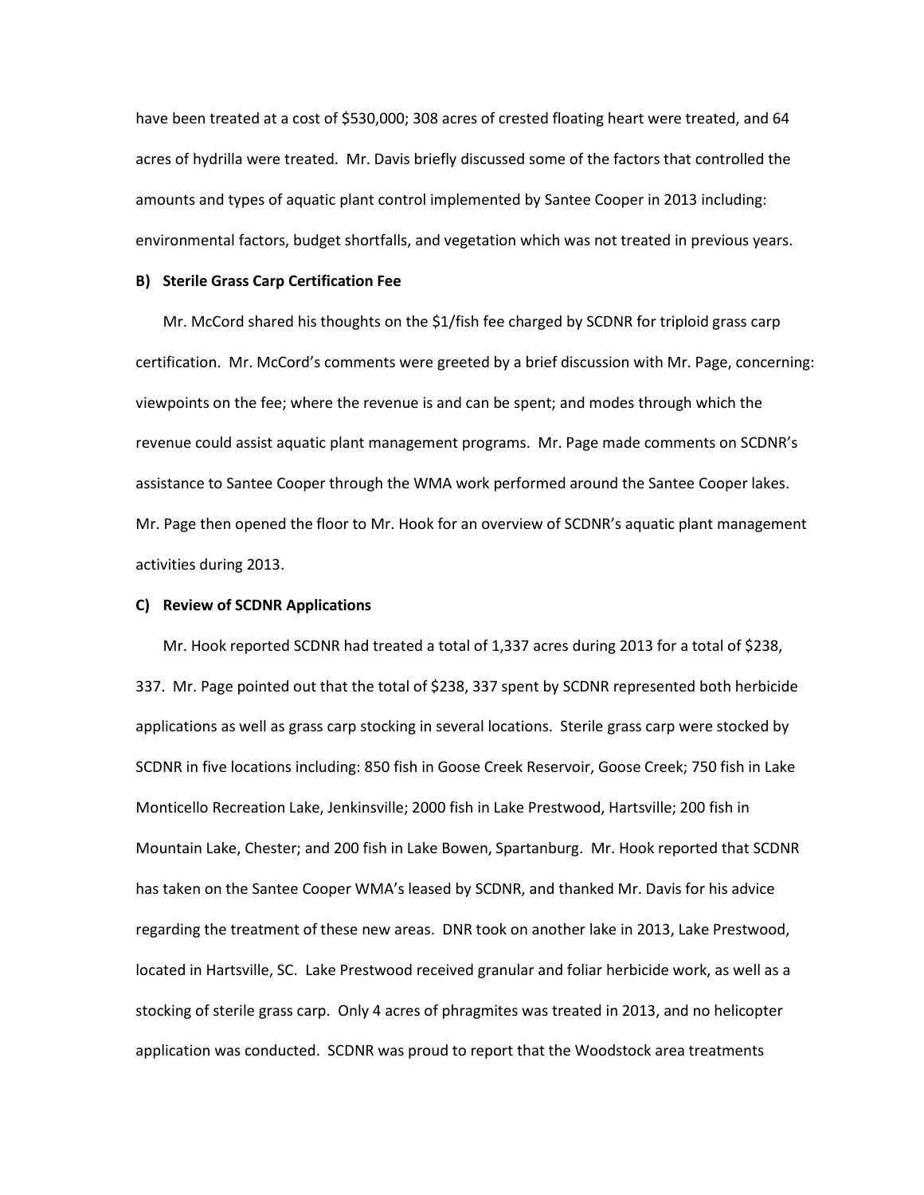have been treated at a cost of $530,000; 308 acres of crested floating heart were treated, and 64 acres of hydrilla were treated. Mr. Davis briefly discussed some of the factors that controlled the amounts and types of aquatic plant control implemented by Santee Cooper in 2013 including: environmental factors, budget shortfalls, and vegetation which was not treated in previous years.

**B) Sterile Grass Carp Certification Fee**

Mr. McCord shared his thoughts on the $1/fish fee charged by SCDNR for triploid grass carp certification. Mr. McCord's comments were greeted by a brief discussion with Mr. Page, concerning: viewpoints on the fee; where the revenue is and can be spent; and modes through which the revenue could assist aquatic plant management programs. Mr. Page made comments on SCDNR's assistance to Santee Cooper through the WMA work performed around the Santee Cooper lakes. Mr. Page then opened the floor to Mr. Hook for an overview of SCDNR's aquatic plant management activities during 2013.

**C) Review of SCDNR Applications**

Mr. Hook reported SCDNR had treated a total of 1,337 acres during 2013 for a total of $238, 337. Mr. Page pointed out that the total of $238, 337 spent by SCDNR represented both herbicide applications as well as grass carp stocking in several locations. Sterile grass carp were stocked by SCDNR in five locations including: 850 fish in Goose Creek Reservoir, Goose Creek; 750 fish in Lake Monticello Recreation Lake, Jenkinsville; 2000 fish in Lake Prestwood, Hartsville; 200 fish in Mountain Lake, Chester; and 200 fish in Lake Bowen, Spartanburg. Mr. Hook reported that SCDNR has taken on the Santee Cooper WMA's leased by SCDNR, and thanked Mr. Davis for his advice regarding the treatment of these new areas. DNR took on another lake in 2013, Lake Prestwood, located in Hartsville, SC. Lake Prestwood received granular and foliar herbicide work, as well as a stocking of sterile grass carp. Only 4 acres of phragmites was treated in 2013, and no helicopter application was conducted. SCDNR was proud to report that the Woodstock area treatments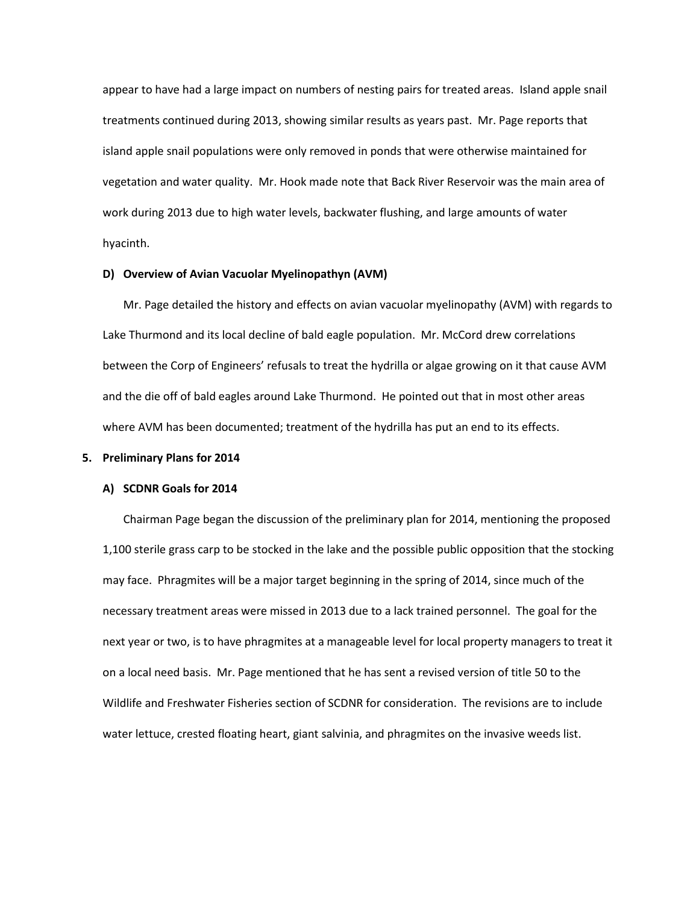appear to have had a large impact on numbers of nesting pairs for treated areas. Island apple snail treatments continued during 2013, showing similar results as years past. Mr. Page reports that island apple snail populations were only removed in ponds that were otherwise maintained for vegetation and water quality. Mr. Hook made note that Back River Reservoir was the main area of work during 2013 due to high water levels, backwater flushing, and large amounts of water hyacinth.

**D) Overview of Avian Vacuolar Myelinopathyn (AVM)**

Mr. Page detailed the history and effects on avian vacuolar myelinopathy (AVM) with regards to Lake Thurmond and its local decline of bald eagle population. Mr. McCord drew correlations between the Corp of Engineers' refusals to treat the hydrilla or algae growing on it that cause AVM and the die off of bald eagles around Lake Thurmond. He pointed out that in most other areas where AVM has been documented; treatment of the hydrilla has put an end to its effects.

**5. Preliminary Plans for 2014**

**A) SCDNR Goals for 2014**

Chairman Page began the discussion of the preliminary plan for 2014, mentioning the proposed 1,100 sterile grass carp to be stocked in the lake and the possible public opposition that the stocking may face. Phragmites will be a major target beginning in the spring of 2014, since much of the necessary treatment areas were missed in 2013 due to a lack trained personnel. The goal for the next year or two, is to have phragmites at a manageable level for local property managers to treat it on a local need basis. Mr. Page mentioned that he has sent a revised version of title 50 to the Wildlife and Freshwater Fisheries section of SCDNR for consideration. The revisions are to include water lettuce, crested floating heart, giant salvinia, and phragmites on the invasive weeds list.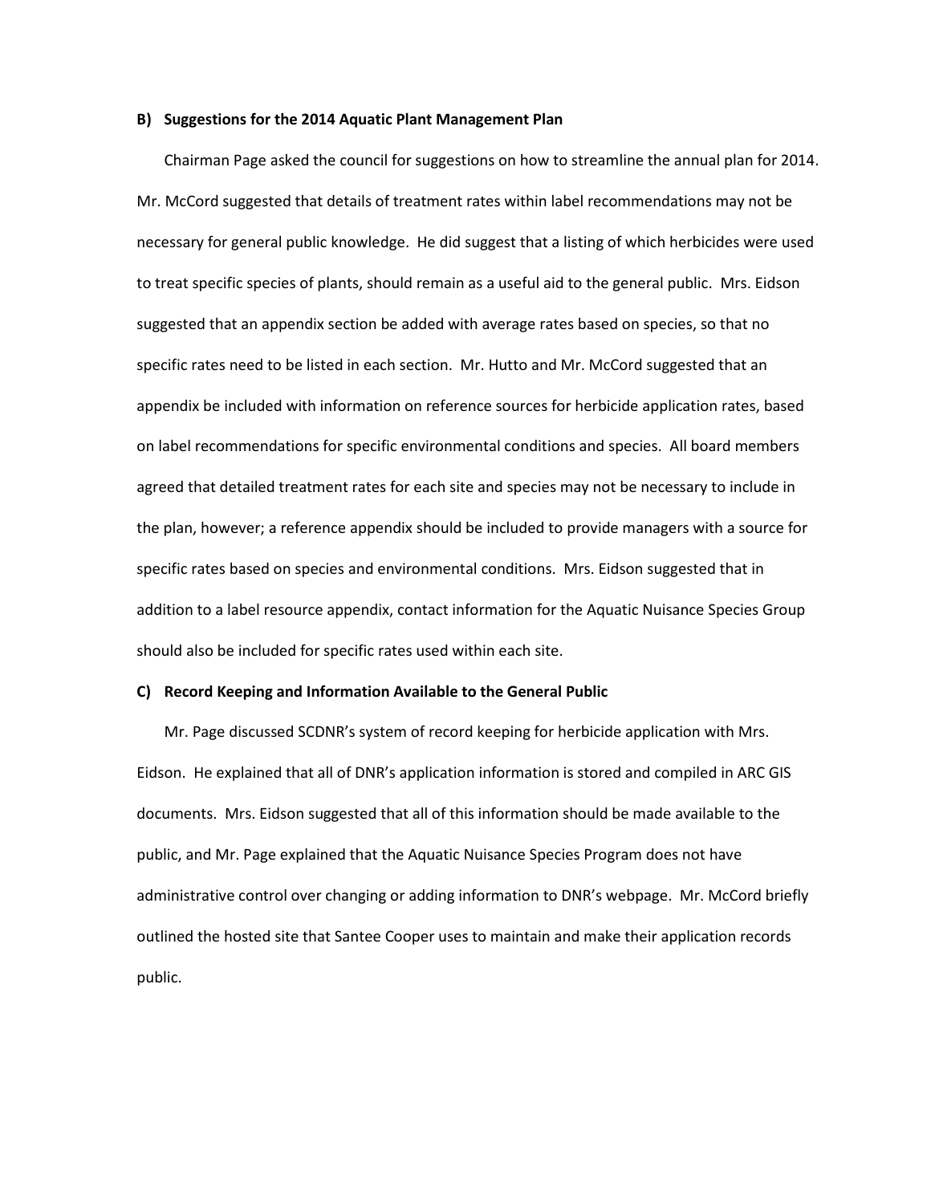**B) Suggestions for the 2014 Aquatic Plant Management Plan**

Chairman Page asked the council for suggestions on how to streamline the annual plan for 2014. Mr. McCord suggested that details of treatment rates within label recommendations may not be necessary for general public knowledge. He did suggest that a listing of which herbicides were used to treat specific species of plants, should remain as a useful aid to the general public. Mrs. Eidson suggested that an appendix section be added with average rates based on species, so that no specific rates need to be listed in each section. Mr. Hutto and Mr. McCord suggested that an appendix be included with information on reference sources for herbicide application rates, based on label recommendations for specific environmental conditions and species. All board members agreed that detailed treatment rates for each site and species may not be necessary to include in the plan, however; a reference appendix should be included to provide managers with a source for specific rates based on species and environmental conditions. Mrs. Eidson suggested that in addition to a label resource appendix, contact information for the Aquatic Nuisance Species Group should also be included for specific rates used within each site.

**C) Record Keeping and Information Available to the General Public**

Mr. Page discussed SCDNR's system of record keeping for herbicide application with Mrs. Eidson. He explained that all of DNR's application information is stored and compiled in ARC GIS documents. Mrs. Eidson suggested that all of this information should be made available to the public, and Mr. Page explained that the Aquatic Nuisance Species Program does not have administrative control over changing or adding information to DNR's webpage. Mr. McCord briefly outlined the hosted site that Santee Cooper uses to maintain and make their application records public.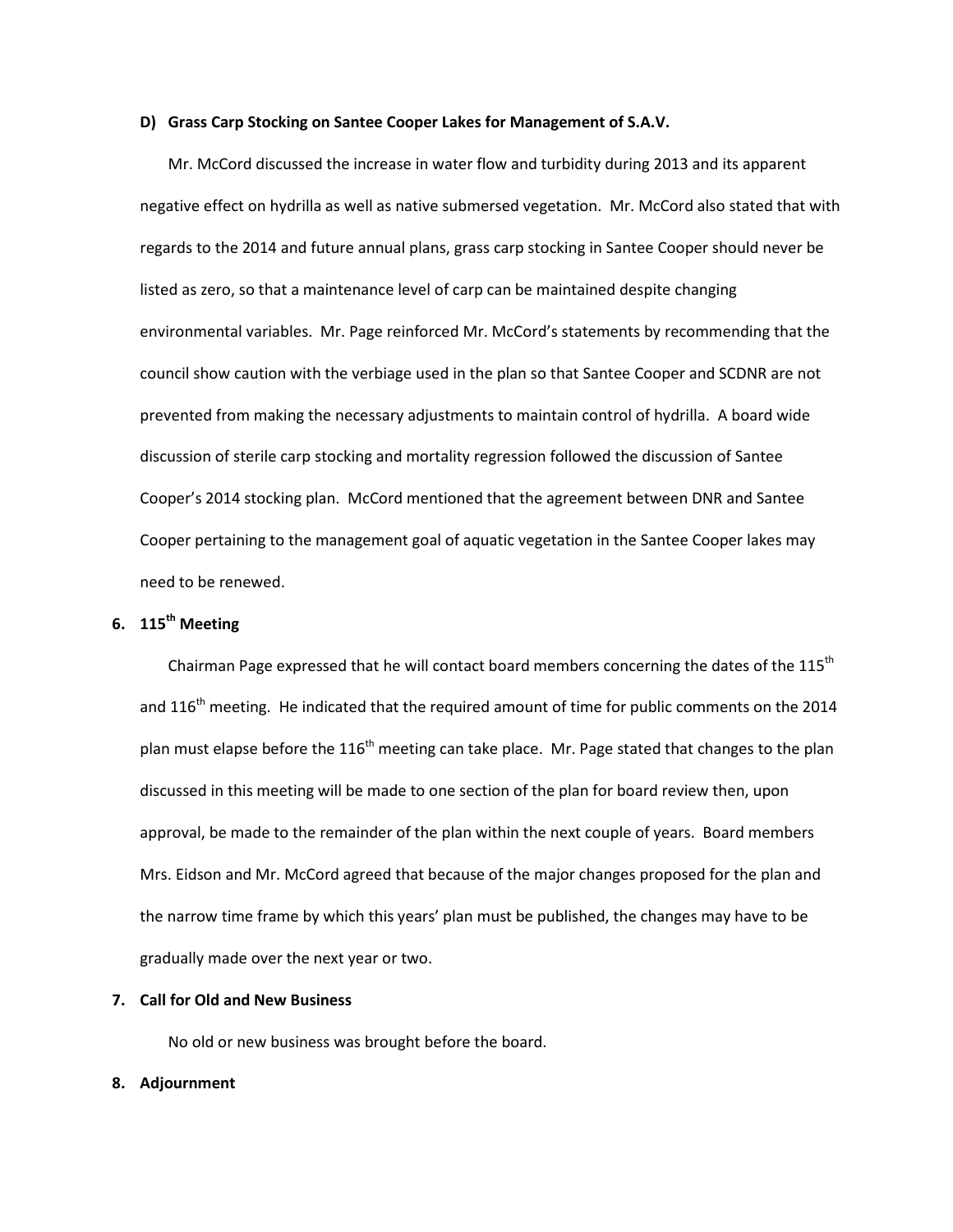**D) Grass Carp Stocking on Santee Cooper Lakes for Management of S.A.V.**

Mr. McCord discussed the increase in water flow and turbidity during 2013 and its apparent negative effect on hydrilla as well as native submersed vegetation. Mr. McCord also stated that with regards to the 2014 and future annual plans, grass carp stocking in Santee Cooper should never be listed as zero, so that a maintenance level of carp can be maintained despite changing environmental variables. Mr. Page reinforced Mr. McCord's statements by recommending that the council show caution with the verbiage used in the plan so that Santee Cooper and SCDNR are not prevented from making the necessary adjustments to maintain control of hydrilla. A board wide discussion of sterile carp stocking and mortality regression followed the discussion of Santee Cooper's 2014 stocking plan. McCord mentioned that the agreement between DNR and Santee Cooper pertaining to the management goal of aquatic vegetation in the Santee Cooper lakes may need to be renewed.

**6. 115th Meeting**

Chairman Page expressed that he will contact board members concerning the dates of the 115th and 116th meeting. He indicated that the required amount of time for public comments on the 2014 plan must elapse before the 116th meeting can take place. Mr. Page stated that changes to the plan discussed in this meeting will be made to one section of the plan for board review then, upon approval, be made to the remainder of the plan within the next couple of years. Board members Mrs. Eidson and Mr. McCord agreed that because of the major changes proposed for the plan and the narrow time frame by which this years' plan must be published, the changes may have to be gradually made over the next year or two.

**7. Call for Old and New Business**

No old or new business was brought before the board.

**8. Adjournment**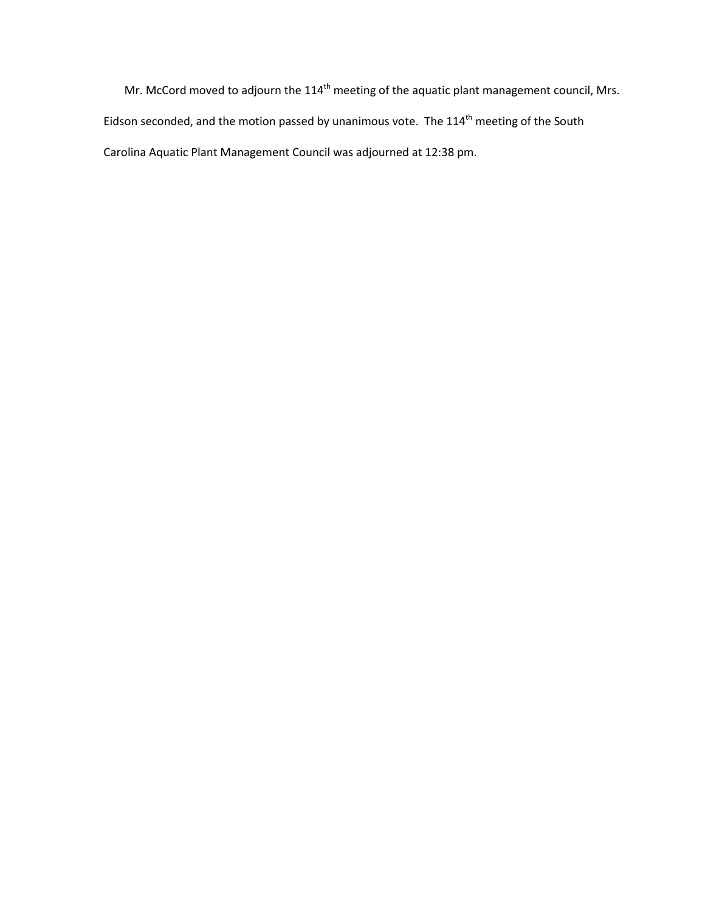Mr. McCord moved to adjourn the 114th meeting of the aquatic plant management council, Mrs. Eidson seconded, and the motion passed by unanimous vote. The 114th meeting of the South Carolina Aquatic Plant Management Council was adjourned at 12:38 pm.